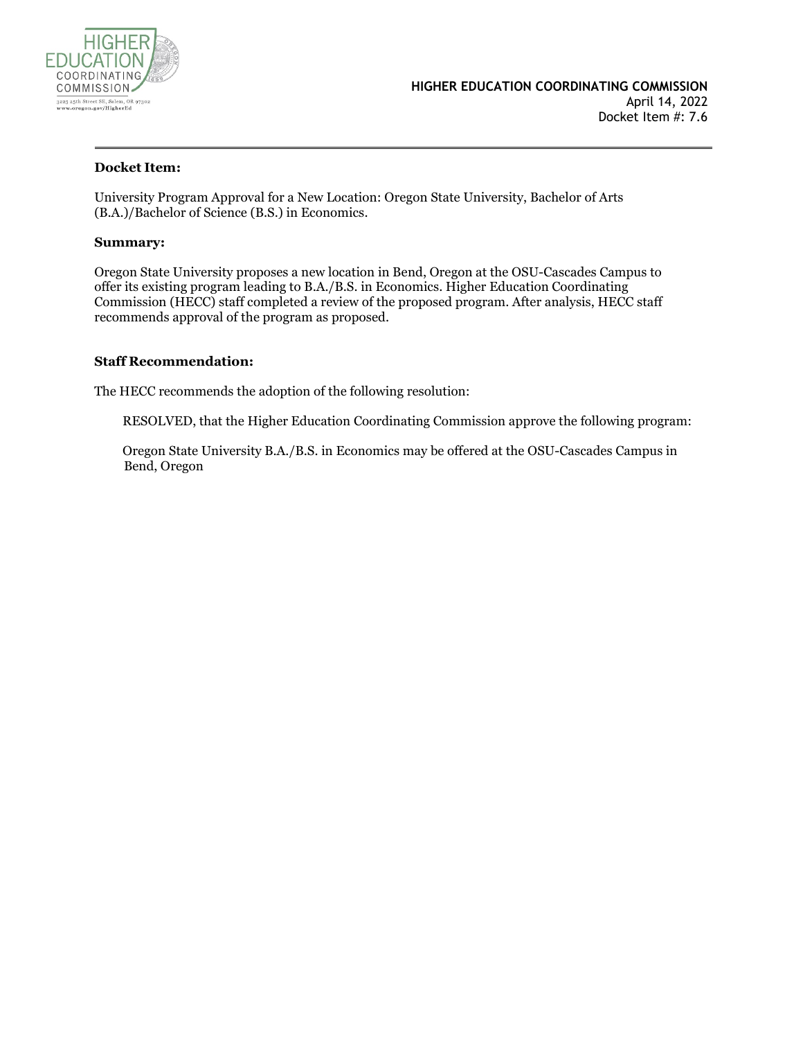HIGHER EDUCATION COORDINATING COMMISSION

3225 25th Street SE, Salem, OR 97302
www.oregon.gov/HigherEd

**HIGHER EDUCATION COORDINATING COMMISSION**
April 14, 2022
Docket Item #: 7.6

---

**Docket Item:**

University Program Approval for a New Location: Oregon State University, Bachelor of Arts (B.A.)/Bachelor of Science (B.S.) in Economics.

**Summary:**

Oregon State University proposes a new location in Bend, Oregon at the OSU-Cascades Campus to offer its existing program leading to B.A./B.S. in Economics. Higher Education Coordinating Commission (HECC) staff completed a review of the proposed program. After analysis, HECC staff recommends approval of the program as proposed.

**Staff Recommendation:**

The HECC recommends the adoption of the following resolution:

> RESOLVED, that the Higher Education Coordinating Commission approve the following program:
>
> Oregon State University B.A./B.S. in Economics may be offered at the OSU-Cascades Campus in Bend, Oregon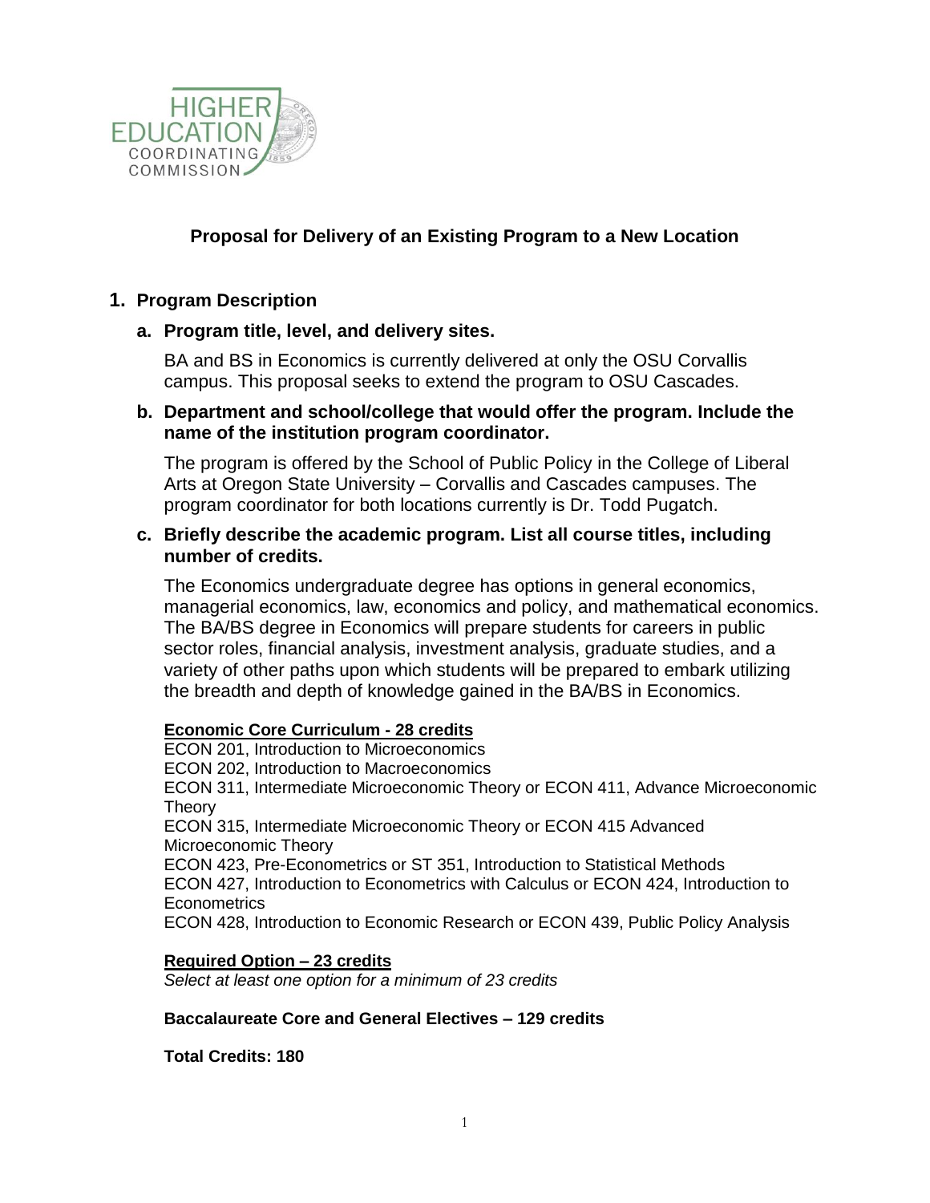HIGHER EDUCATION COORDINATING COMMISSION

## Proposal for Delivery of an Existing Program to a New Location

### 1. Program Description

#### a. Program title, level, and delivery sites.

BA and BS in Economics is currently delivered at only the OSU Corvallis campus. This proposal seeks to extend the program to OSU Cascades.

#### b. Department and school/college that would offer the program. Include the name of the institution program coordinator.

The program is offered by the School of Public Policy in the College of Liberal Arts at Oregon State University – Corvallis and Cascades campuses. The program coordinator for both locations currently is Dr. Todd Pugatch.

#### c. Briefly describe the academic program. List all course titles, including number of credits.

The Economics undergraduate degree has options in general economics, managerial economics, law, economics and policy, and mathematical economics. The BA/BS degree in Economics will prepare students for careers in public sector roles, financial analysis, investment analysis, graduate studies, and a variety of other paths upon which students will be prepared to embark utilizing the breadth and depth of knowledge gained in the BA/BS in Economics.

**Economic Core Curriculum - 28 credits**

ECON 201, Introduction to Microeconomics
ECON 202, Introduction to Macroeconomics
ECON 311, Intermediate Microeconomic Theory or ECON 411, Advance Microeconomic Theory
ECON 315, Intermediate Microeconomic Theory or ECON 415 Advanced Microeconomic Theory
ECON 423, Pre-Econometrics or ST 351, Introduction to Statistical Methods
ECON 427, Introduction to Econometrics with Calculus or ECON 424, Introduction to Econometrics
ECON 428, Introduction to Economic Research or ECON 439, Public Policy Analysis

**Required Option – 23 credits**

*Select at least one option for a minimum of 23 credits*

**Baccalaureate Core and General Electives – 129 credits**

**Total Credits: 180**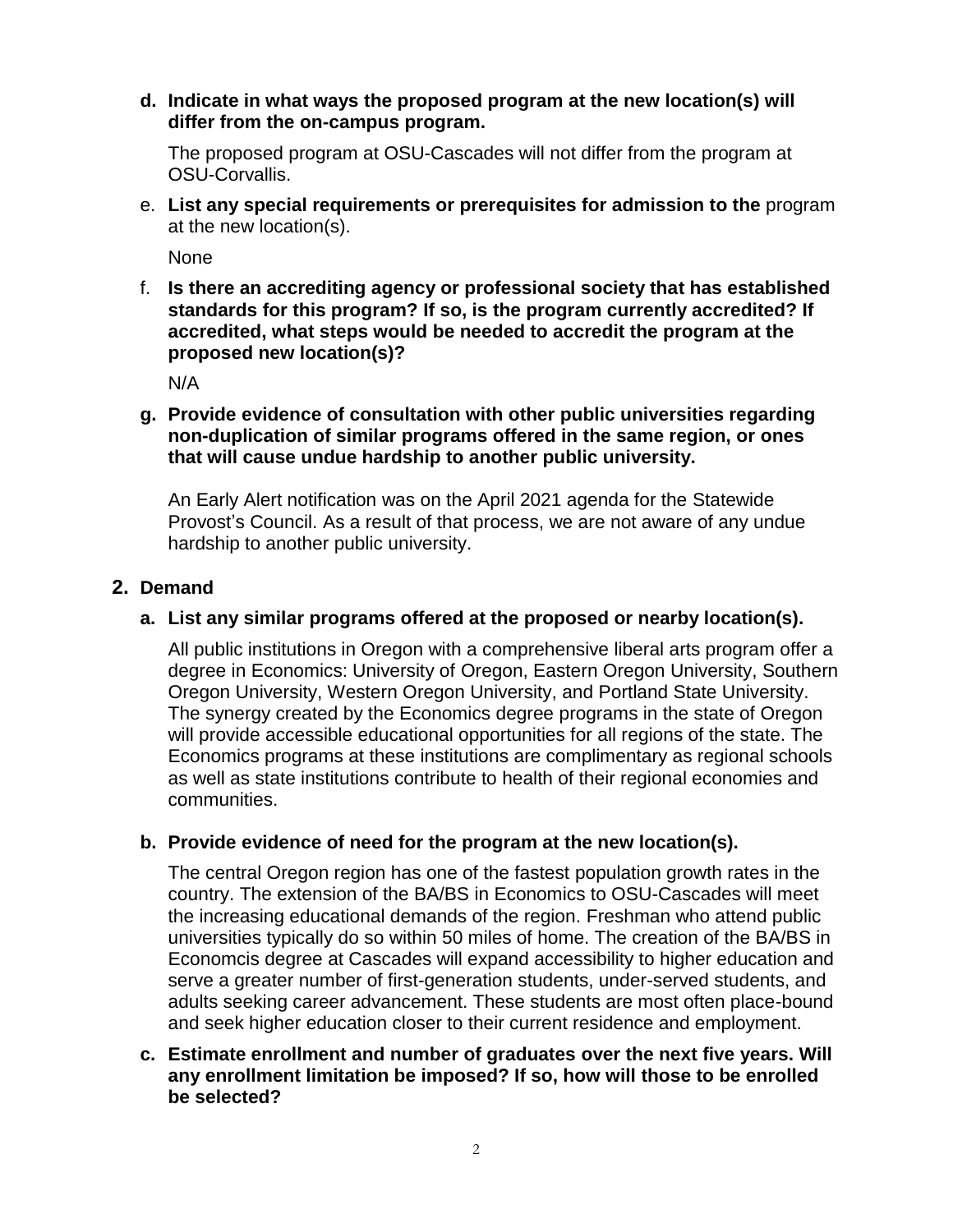**d. Indicate in what ways the proposed program at the new location(s) will differ from the on-campus program.**

The proposed program at OSU-Cascades will not differ from the program at OSU-Corvallis.

e. **List any special requirements or prerequisites for admission to the** program at the new location(s).

None

f. **Is there an accrediting agency or professional society that has established standards for this program? If so, is the program currently accredited? If accredited, what steps would be needed to accredit the program at the proposed new location(s)?**

N/A

**g. Provide evidence of consultation with other public universities regarding non-duplication of similar programs offered in the same region, or ones that will cause undue hardship to another public university.**

An Early Alert notification was on the April 2021 agenda for the Statewide Provost's Council. As a result of that process, we are not aware of any undue hardship to another public university.

## 2. Demand

**a. List any similar programs offered at the proposed or nearby location(s).**

All public institutions in Oregon with a comprehensive liberal arts program offer a degree in Economics: University of Oregon, Eastern Oregon University, Southern Oregon University, Western Oregon University, and Portland State University. The synergy created by the Economics degree programs in the state of Oregon will provide accessible educational opportunities for all regions of the state. The Economics programs at these institutions are complimentary as regional schools as well as state institutions contribute to health of their regional economies and communities.

**b. Provide evidence of need for the program at the new location(s).**

The central Oregon region has one of the fastest population growth rates in the country. The extension of the BA/BS in Economics to OSU-Cascades will meet the increasing educational demands of the region. Freshman who attend public universities typically do so within 50 miles of home. The creation of the BA/BS in Economcis degree at Cascades will expand accessibility to higher education and serve a greater number of first-generation students, under-served students, and adults seeking career advancement. These students are most often place-bound and seek higher education closer to their current residence and employment.

**c. Estimate enrollment and number of graduates over the next five years. Will any enrollment limitation be imposed? If so, how will those to be enrolled be selected?**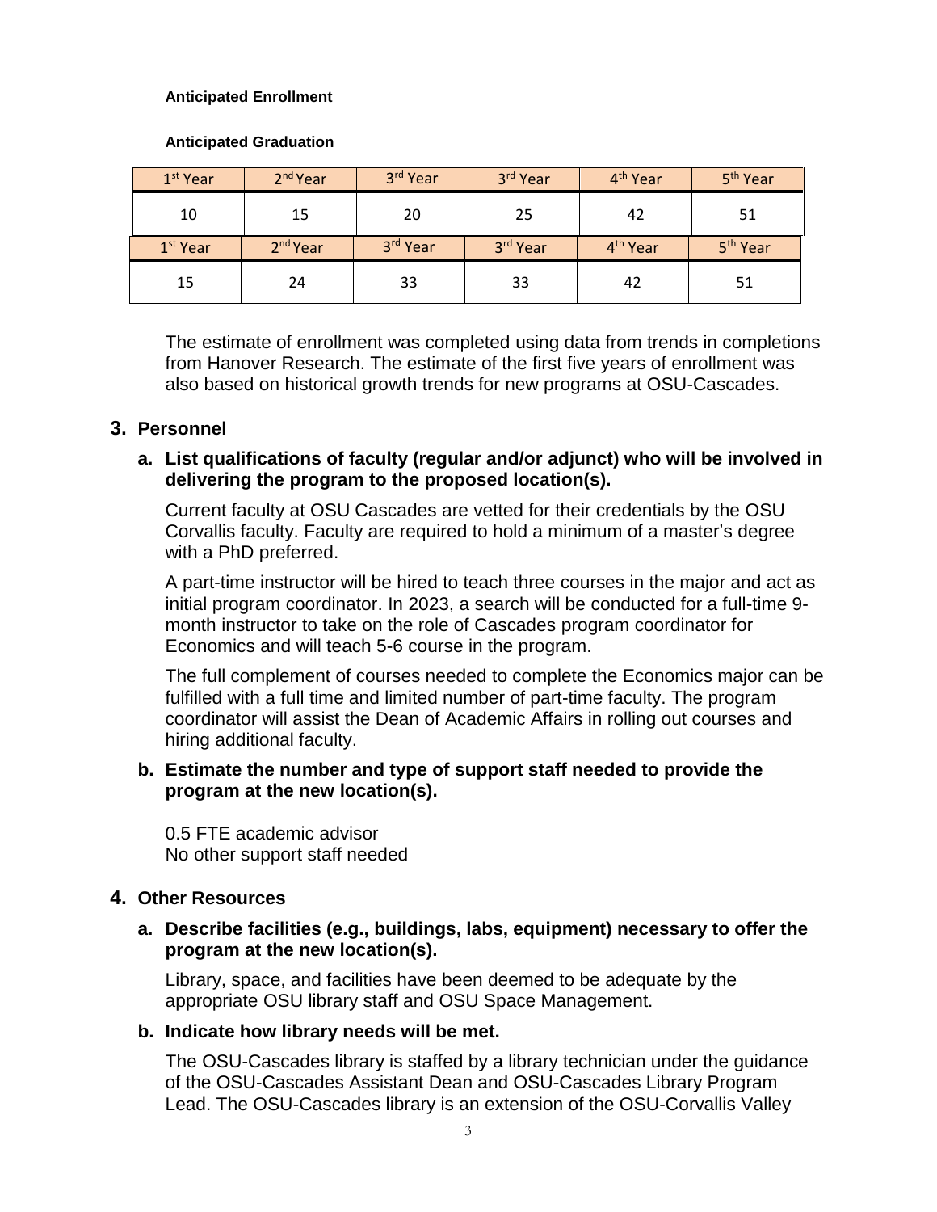**Anticipated Enrollment**

**Anticipated Graduation**

| 1st Year | 2nd Year | 3rd Year | 3rd Year | 4th Year | 5th Year |
|---|---|---|---|---|---|
| 10 | 15 | 20 | 25 | 42 | 51 |
| 1st Year | 2nd Year | 3rd Year | 3rd Year | 4th Year | 5th Year |
| 15 | 24 | 33 | 33 | 42 | 51 |

The estimate of enrollment was completed using data from trends in completions from Hanover Research. The estimate of the first five years of enrollment was also based on historical growth trends for new programs at OSU-Cascades.

## 3. Personnel

### a. List qualifications of faculty (regular and/or adjunct) who will be involved in delivering the program to the proposed location(s).

Current faculty at OSU Cascades are vetted for their credentials by the OSU Corvallis faculty. Faculty are required to hold a minimum of a master's degree with a PhD preferred.

A part-time instructor will be hired to teach three courses in the major and act as initial program coordinator. In 2023, a search will be conducted for a full-time 9-month instructor to take on the role of Cascades program coordinator for Economics and will teach 5-6 course in the program.

The full complement of courses needed to complete the Economics major can be fulfilled with a full time and limited number of part-time faculty. The program coordinator will assist the Dean of Academic Affairs in rolling out courses and hiring additional faculty.

### b. Estimate the number and type of support staff needed to provide the program at the new location(s).

0.5 FTE academic advisor
No other support staff needed

## 4. Other Resources

### a. Describe facilities (e.g., buildings, labs, equipment) necessary to offer the program at the new location(s).

Library, space, and facilities have been deemed to be adequate by the appropriate OSU library staff and OSU Space Management.

### b. Indicate how library needs will be met.

The OSU-Cascades library is staffed by a library technician under the guidance of the OSU-Cascades Assistant Dean and OSU-Cascades Library Program Lead. The OSU-Cascades library is an extension of the OSU-Corvallis Valley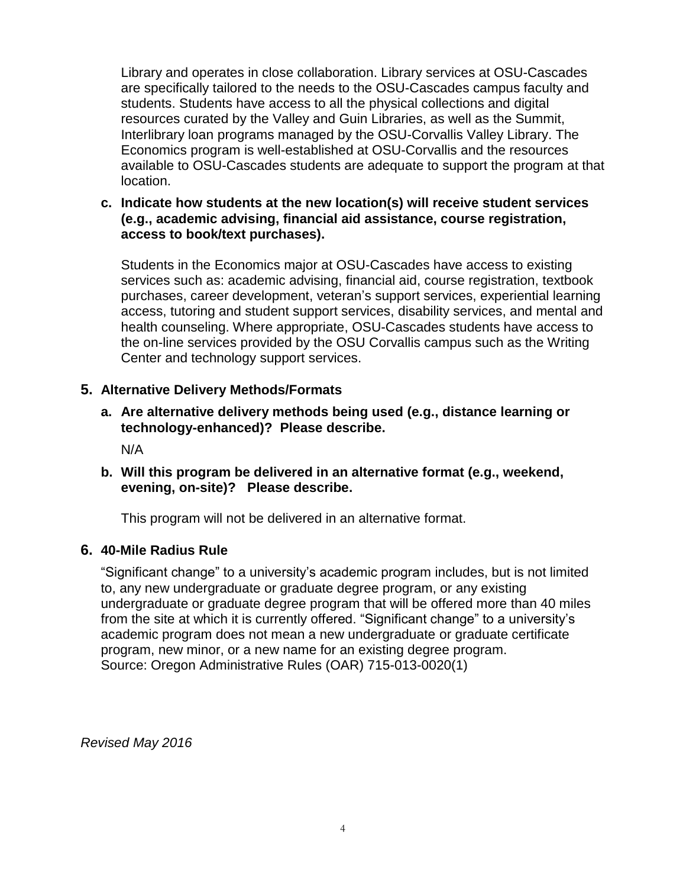Library and operates in close collaboration. Library services at OSU-Cascades are specifically tailored to the needs to the OSU-Cascades campus faculty and students. Students have access to all the physical collections and digital resources curated by the Valley and Guin Libraries, as well as the Summit, Interlibrary loan programs managed by the OSU-Corvallis Valley Library. The Economics program is well-established at OSU-Corvallis and the resources available to OSU-Cascades students are adequate to support the program at that location.

**c. Indicate how students at the new location(s) will receive student services (e.g., academic advising, financial aid assistance, course registration, access to book/text purchases).**

Students in the Economics major at OSU-Cascades have access to existing services such as: academic advising, financial aid, course registration, textbook purchases, career development, veteran's support services, experiential learning access, tutoring and student support services, disability services, and mental and health counseling. Where appropriate, OSU-Cascades students have access to the on-line services provided by the OSU Corvallis campus such as the Writing Center and technology support services.

## 5. Alternative Delivery Methods/Formats

**a. Are alternative delivery methods being used (e.g., distance learning or technology-enhanced)? Please describe.**

N/A

**b. Will this program be delivered in an alternative format (e.g., weekend, evening, on-site)? Please describe.**

This program will not be delivered in an alternative format.

## 6. 40-Mile Radius Rule

"Significant change" to a university's academic program includes, but is not limited to, any new undergraduate or graduate degree program, or any existing undergraduate or graduate degree program that will be offered more than 40 miles from the site at which it is currently offered. "Significant change" to a university's academic program does not mean a new undergraduate or graduate certificate program, new minor, or a new name for an existing degree program.
Source: Oregon Administrative Rules (OAR) 715-013-0020(1)

*Revised May 2016*